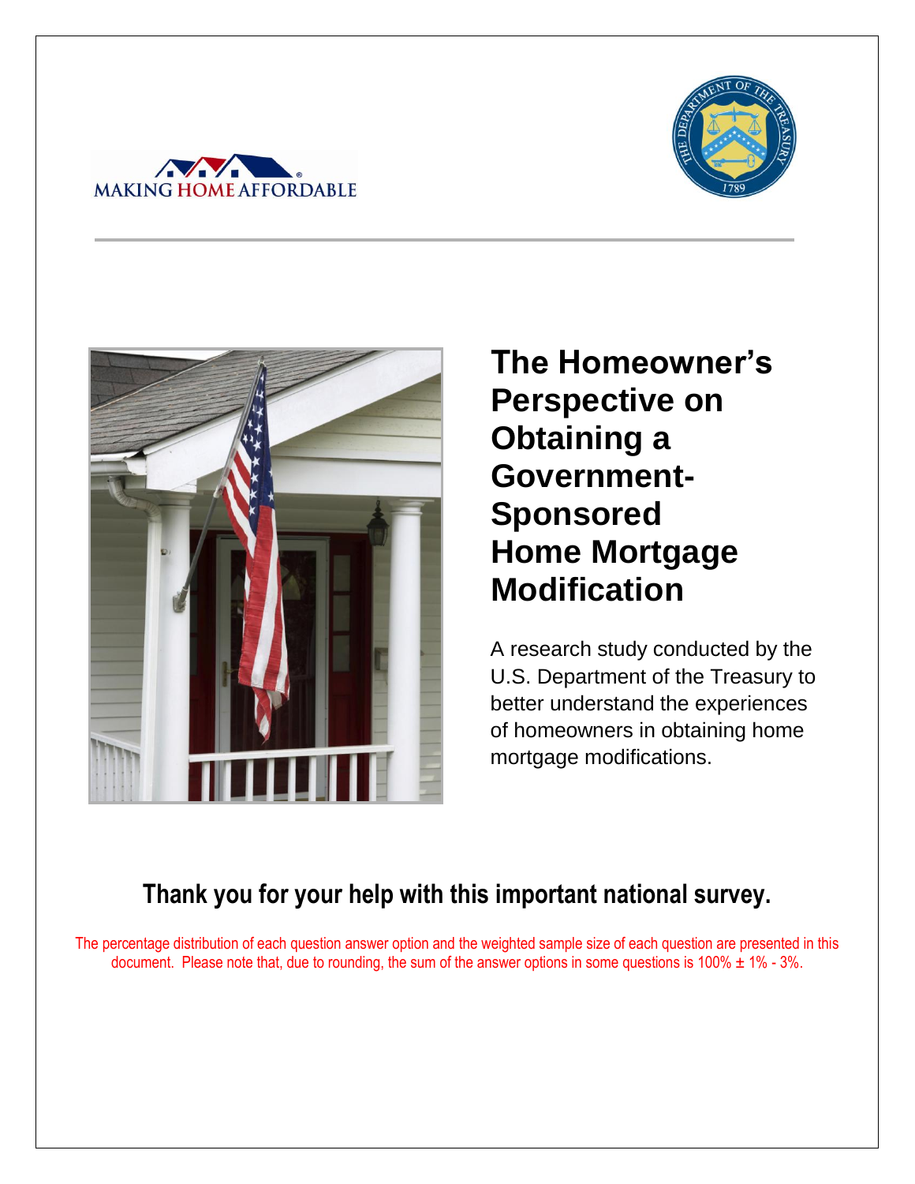MAKING HOME AFFORDABLE

# The Homeowner's Perspective on Obtaining a Government-Sponsored Home Mortgage Modification

A research study conducted by the U.S. Department of the Treasury to better understand the experiences of homeowners in obtaining home mortgage modifications.

## Thank you for your help with this important national survey.

The percentage distribution of each question answer option and the weighted sample size of each question are presented in this document. Please note that, due to rounding, the sum of the answer options in some questions is 100% ± 1% - 3%.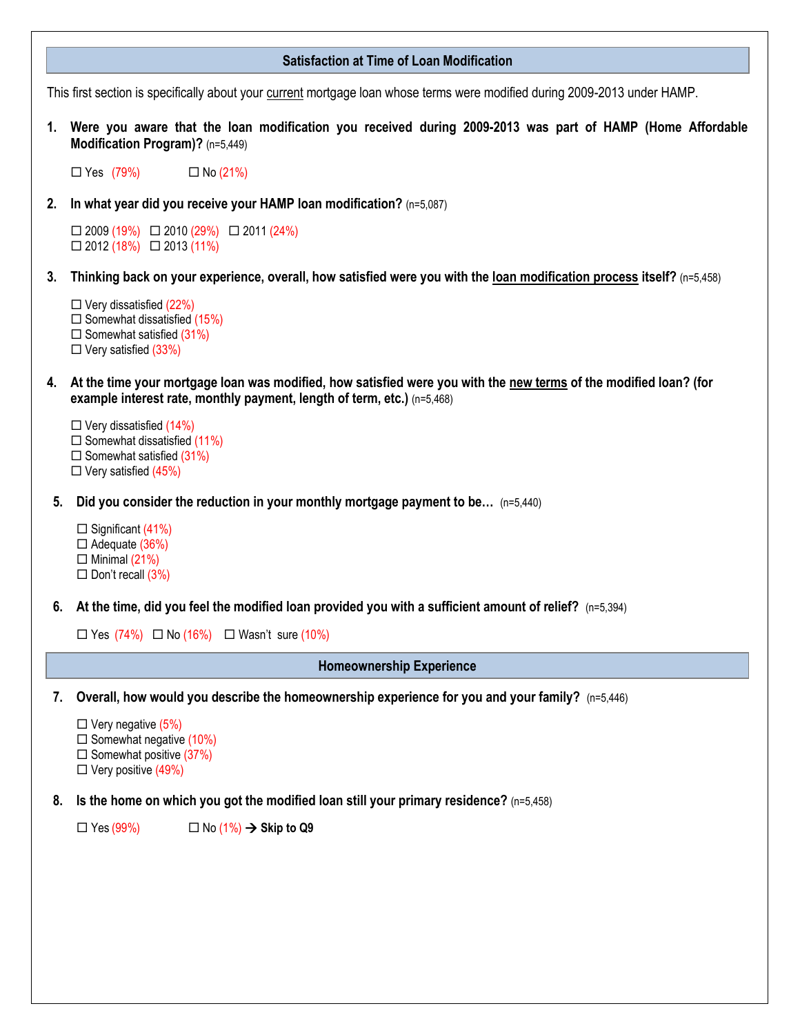## Satisfaction at Time of Loan Modification

This first section is specifically about your current mortgage loan whose terms were modified during 2009-2013 under HAMP.

1. **Were you aware that the loan modification you received during 2009-2013 was part of HAMP (Home Affordable Modification Program)?** (n=5,449)

   ☐ Yes (79%) ☐ No (21%)

2. **In what year did you receive your HAMP loan modification?** (n=5,087)

   ☐ 2009 (19%) ☐ 2010 (29%) ☐ 2011 (24%)
   ☐ 2012 (18%) ☐ 2013 (11%)

3. **Thinking back on your experience, overall, how satisfied were you with the loan modification process itself?** (n=5,458)

   ☐ Very dissatisfied (22%)
   ☐ Somewhat dissatisfied (15%)
   ☐ Somewhat satisfied (31%)
   ☐ Very satisfied (33%)

4. **At the time your mortgage loan was modified, how satisfied were you with the new terms of the modified loan? (for example interest rate, monthly payment, length of term, etc.)** (n=5,468)

   ☐ Very dissatisfied (14%)
   ☐ Somewhat dissatisfied (11%)
   ☐ Somewhat satisfied (31%)
   ☐ Very satisfied (45%)

5. **Did you consider the reduction in your monthly mortgage payment to be…** (n=5,440)

   ☐ Significant (41%)
   ☐ Adequate (36%)
   ☐ Minimal (21%)
   ☐ Don't recall (3%)

6. **At the time, did you feel the modified loan provided you with a sufficient amount of relief?** (n=5,394)

   ☐ Yes (74%) ☐ No (16%) ☐ Wasn't sure (10%)

## Homeownership Experience

7. **Overall, how would you describe the homeownership experience for you and your family?** (n=5,446)

   ☐ Very negative (5%)
   ☐ Somewhat negative (10%)
   ☐ Somewhat positive (37%)
   ☐ Very positive (49%)

8. **Is the home on which you got the modified loan still your primary residence?** (n=5,458)

   ☐ Yes (99%) ☐ No (1%) → **Skip to Q9**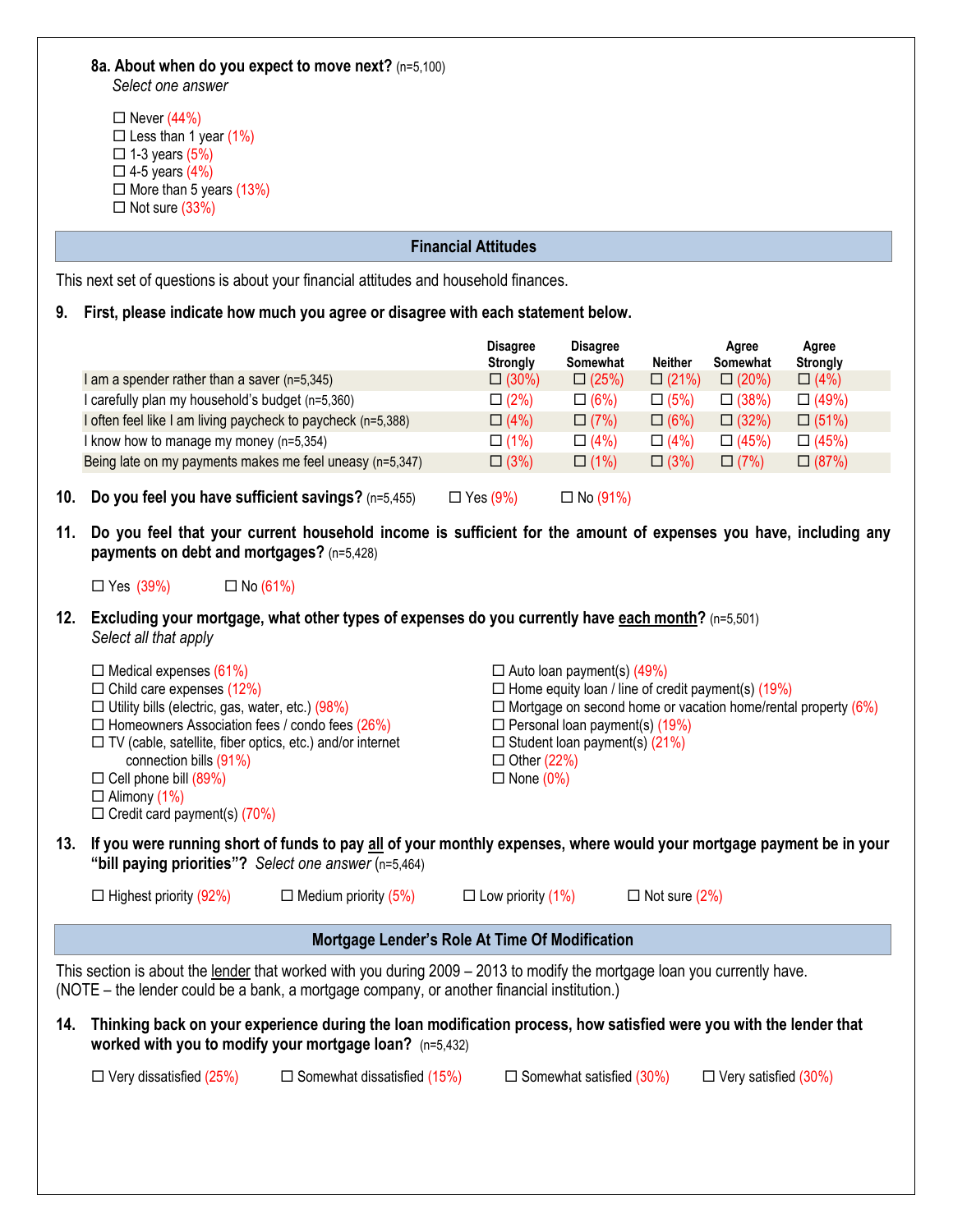**8a. About when do you expect to move next?** (n=5,100)
*Select one answer*

☐ Never (44%)
☐ Less than 1 year (1%)
☐ 1-3 years (5%)
☐ 4-5 years (4%)
☐ More than 5 years (13%)
☐ Not sure (33%)

## Financial Attitudes

This next set of questions is about your financial attitudes and household finances.

**9. First, please indicate how much you agree or disagree with each statement below.**

| | Disagree Strongly | Disagree Somewhat | Neither | Agree Somewhat | Agree Strongly |
|---|---|---|---|---|---|
| I am a spender rather than a saver (n=5,345) | ☐ (30%) | ☐ (25%) | ☐ (21%) | ☐ (20%) | ☐ (4%) |
| I carefully plan my household's budget (n=5,360) | ☐ (2%) | ☐ (6%) | ☐ (5%) | ☐ (38%) | ☐ (49%) |
| I often feel like I am living paycheck to paycheck (n=5,388) | ☐ (4%) | ☐ (7%) | ☐ (6%) | ☐ (32%) | ☐ (51%) |
| I know how to manage my money (n=5,354) | ☐ (1%) | ☐ (4%) | ☐ (4%) | ☐ (45%) | ☐ (45%) |
| Being late on my payments makes me feel uneasy (n=5,347) | ☐ (3%) | ☐ (1%) | ☐ (3%) | ☐ (7%) | ☐ (87%) |

**10. Do you feel you have sufficient savings?** (n=5,455) ☐ Yes (9%) ☐ No (91%)

**11. Do you feel that your current household income is sufficient for the amount of expenses you have, including any payments on debt and mortgages?** (n=5,428)

☐ Yes (39%) ☐ No (61%)

**12. Excluding your mortgage, what other types of expenses do you currently have each month?** (n=5,501)
*Select all that apply*

☐ Medical expenses (61%)
☐ Child care expenses (12%)
☐ Utility bills (electric, gas, water, etc.) (98%)
☐ Homeowners Association fees / condo fees (26%)
☐ TV (cable, satellite, fiber optics, etc.) and/or internet connection bills (91%)
☐ Cell phone bill (89%)
☐ Alimony (1%)
☐ Credit card payment(s) (70%)
☐ Auto loan payment(s) (49%)
☐ Home equity loan / line of credit payment(s) (19%)
☐ Mortgage on second home or vacation home/rental property (6%)
☐ Personal loan payment(s) (19%)
☐ Student loan payment(s) (21%)
☐ Other (22%)
☐ None (0%)

**13. If you were running short of funds to pay all of your monthly expenses, where would your mortgage payment be in your "bill paying priorities"?** *Select one answer* (n=5,464)

☐ Highest priority (92%) ☐ Medium priority (5%) ☐ Low priority (1%) ☐ Not sure (2%)

## Mortgage Lender's Role At Time Of Modification

This section is about the lender that worked with you during 2009 – 2013 to modify the mortgage loan you currently have. (NOTE – the lender could be a bank, a mortgage company, or another financial institution.)

**14. Thinking back on your experience during the loan modification process, how satisfied were you with the lender that worked with you to modify your mortgage loan?** (n=5,432)

☐ Very dissatisfied (25%) ☐ Somewhat dissatisfied (15%) ☐ Somewhat satisfied (30%) ☐ Very satisfied (30%)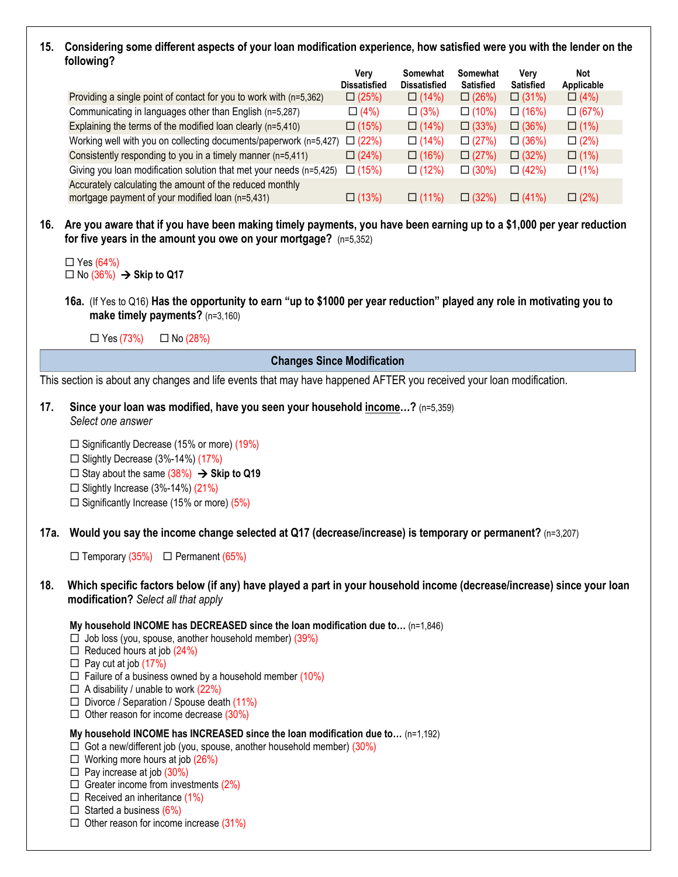**15. Considering some different aspects of your loan modification experience, how satisfied were you with the lender on the following?**

| | Very Dissatisfied | Somewhat Dissatisfied | Somewhat Satisfied | Very Satisfied | Not Applicable |
|---|---|---|---|---|---|
| Providing a single point of contact for you to work with (n=5,362) | ☐ (25%) | ☐ (14%) | ☐ (26%) | ☐ (31%) | ☐ (4%) |
| Communicating in languages other than English (n=5,287) | ☐ (4%) | ☐ (3%) | ☐ (10%) | ☐ (16%) | ☐ (67%) |
| Explaining the terms of the modified loan clearly (n=5,410) | ☐ (15%) | ☐ (14%) | ☐ (33%) | ☐ (36%) | ☐ (1%) |
| Working well with you on collecting documents/paperwork (n=5,427) | ☐ (22%) | ☐ (14%) | ☐ (27%) | ☐ (36%) | ☐ (2%) |
| Consistently responding to you in a timely manner (n=5,411) | ☐ (24%) | ☐ (16%) | ☐ (27%) | ☐ (32%) | ☐ (1%) |
| Giving you loan modification solution that met your needs (n=5,425) | ☐ (15%) | ☐ (12%) | ☐ (30%) | ☐ (42%) | ☐ (1%) |
| Accurately calculating the amount of the reduced monthly mortgage payment of your modified loan (n=5,431) | ☐ (13%) | ☐ (11%) | ☐ (32%) | ☐ (41%) | ☐ (2%) |

**16. Are you aware that if you have been making timely payments, you have been earning up to a $1,000 per year reduction for five years in the amount you owe on your mortgage?** (n=5,352)

☐ Yes (64%)
☐ No (36%) → **Skip to Q17**

**16a.** (If Yes to Q16) **Has the opportunity to earn "up to $1000 per year reduction" played any role in motivating you to make timely payments?** (n=3,160)

☐ Yes (73%) ☐ No (28%)

## Changes Since Modification

This section is about any changes and life events that may have happened AFTER you received your loan modification.

**17. Since your loan was modified, have you seen your household income…?** (n=5,359)
*Select one answer*

☐ Significantly Decrease (15% or more) (19%)
☐ Slightly Decrease (3%-14%) (17%)
☐ Stay about the same (38%) → **Skip to Q19**
☐ Slightly Increase (3%-14%) (21%)
☐ Significantly Increase (15% or more) (5%)

**17a. Would you say the income change selected at Q17 (decrease/increase) is temporary or permanent?** (n=3,207)

☐ Temporary (35%) ☐ Permanent (65%)

**18. Which specific factors below (if any) have played a part in your household income (decrease/increase) since your loan modification?** *Select all that apply*

**My household INCOME has DECREASED since the loan modification due to…** (n=1,846)
☐ Job loss (you, spouse, another household member) (39%)
☐ Reduced hours at job (24%)
☐ Pay cut at job (17%)
☐ Failure of a business owned by a household member (10%)
☐ A disability / unable to work (22%)
☐ Divorce / Separation / Spouse death (11%)
☐ Other reason for income decrease (30%)

**My household INCOME has INCREASED since the loan modification due to…** (n=1,192)
☐ Got a new/different job (you, spouse, another household member) (30%)
☐ Working more hours at job (26%)
☐ Pay increase at job (30%)
☐ Greater income from investments (2%)
☐ Received an inheritance (1%)
☐ Started a business (6%)
☐ Other reason for income increase (31%)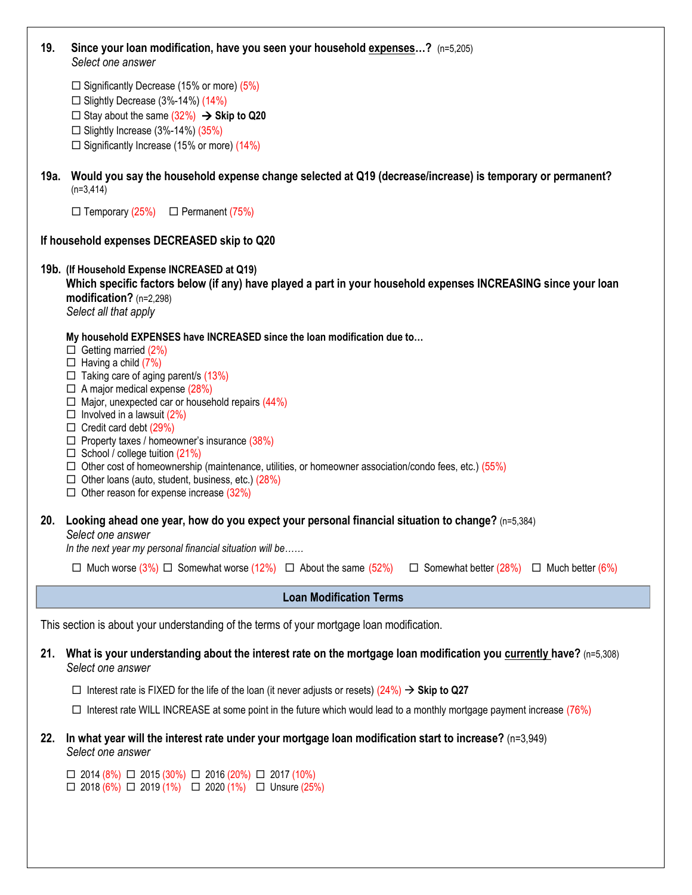**19. Since your loan modification, have you seen your household <u>expenses</u>…?** (n=5,205)
*Select one answer*

- ☐ Significantly Decrease (15% or more) (5%)
- ☐ Slightly Decrease (3%-14%) (14%)
- ☐ Stay about the same (32%) → **Skip to Q20**
- ☐ Slightly Increase (3%-14%) (35%)
- ☐ Significantly Increase (15% or more) (14%)

**19a. Would you say the household expense change selected at Q19 (decrease/increase) is temporary or permanent?** (n=3,414)

☐ Temporary (25%) ☐ Permanent (75%)

**If household expenses DECREASED skip to Q20**

**19b. (If Household Expense INCREASED at Q19)**
**Which specific factors below (if any) have played a part in your household expenses INCREASING since your loan modification?** (n=2,298)
*Select all that apply*

**My household EXPENSES have INCREASED since the loan modification due to…**

- ☐ Getting married (2%)
- ☐ Having a child (7%)
- ☐ Taking care of aging parent/s (13%)
- ☐ A major medical expense (28%)
- ☐ Major, unexpected car or household repairs (44%)
- ☐ Involved in a lawsuit (2%)
- ☐ Credit card debt (29%)
- ☐ Property taxes / homeowner's insurance (38%)
- ☐ School / college tuition (21%)
- ☐ Other cost of homeownership (maintenance, utilities, or homeowner association/condo fees, etc.) (55%)
- ☐ Other loans (auto, student, business, etc.) (28%)
- ☐ Other reason for expense increase (32%)

**20. Looking ahead one year, how do you expect your personal financial situation to change?** (n=5,384)
*Select one answer*
*In the next year my personal financial situation will be……*

☐ Much worse (3%) ☐ Somewhat worse (12%) ☐ About the same (52%) ☐ Somewhat better (28%) ☐ Much better (6%)

## Loan Modification Terms

This section is about your understanding of the terms of your mortgage loan modification.

**21. What is your understanding about the interest rate on the mortgage loan modification you <u>currently</u> have?** (n=5,308)
*Select one answer*

- ☐ Interest rate is FIXED for the life of the loan (it never adjusts or resets) (24%) → **Skip to Q27**
- ☐ Interest rate WILL INCREASE at some point in the future which would lead to a monthly mortgage payment increase (76%)

**22. In what year will the interest rate under your mortgage loan modification start to increase?** (n=3,949)
*Select one answer*

☐ 2014 (8%) ☐ 2015 (30%) ☐ 2016 (20%) ☐ 2017 (10%)
☐ 2018 (6%) ☐ 2019 (1%) ☐ 2020 (1%) ☐ Unsure (25%)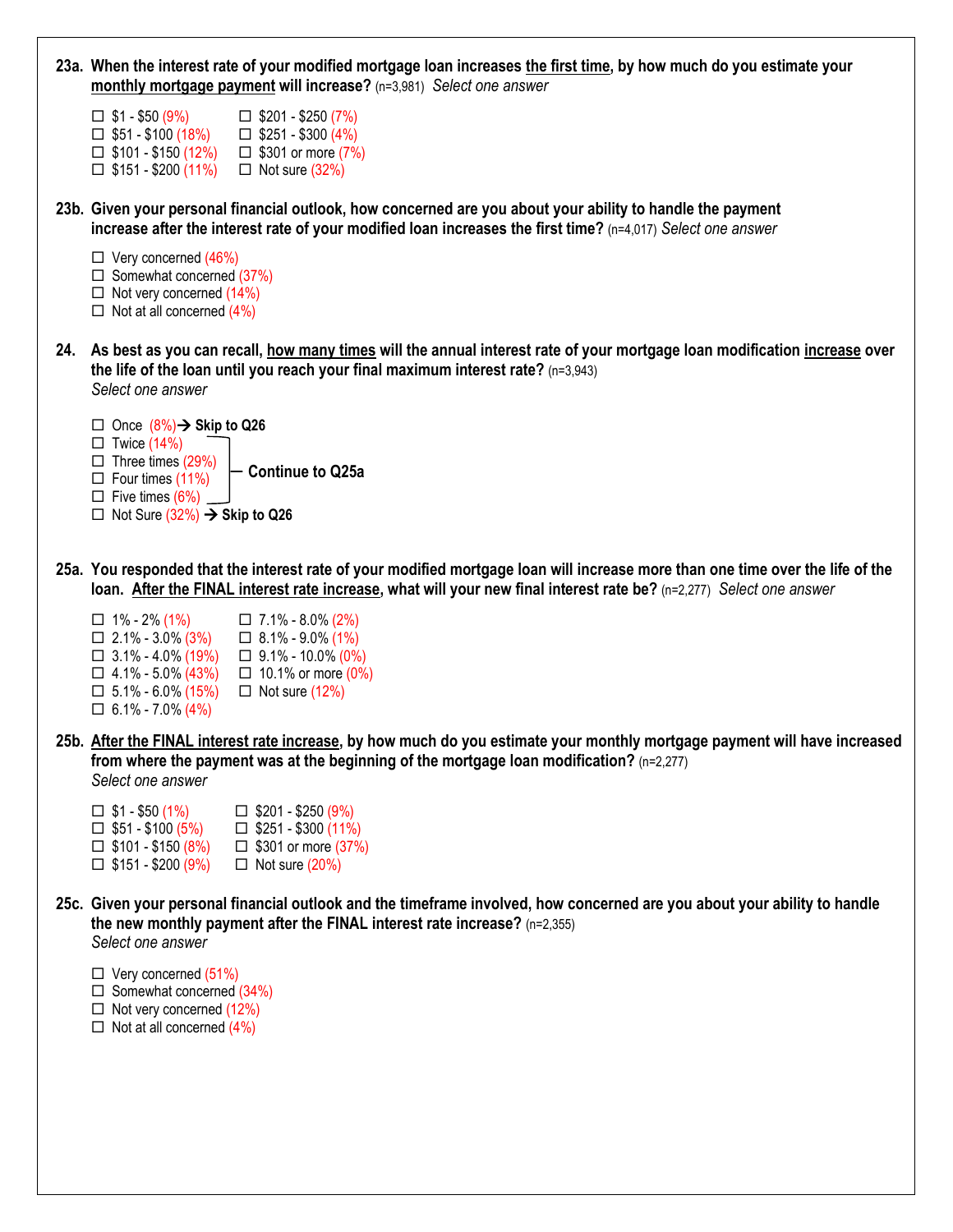**23a. When the interest rate of your modified mortgage loan increases <u>the first time</u>, by how much do you estimate your <u>monthly mortgage payment</u> will increase?** (n=3,981) *Select one answer*

- ☐ $1 - $50 (9%)
- ☐ $51 - $100 (18%)
- ☐ $101 - $150 (12%)
- ☐ $151 - $200 (11%)
- ☐ $201 - $250 (7%)
- ☐ $251 - $300 (4%)
- ☐ $301 or more (7%)
- ☐ Not sure (32%)

**23b. Given your personal financial outlook, how concerned are you about your ability to handle the payment increase after the interest rate of your modified loan increases the first time?** (n=4,017) *Select one answer*

- ☐ Very concerned (46%)
- ☐ Somewhat concerned (37%)
- ☐ Not very concerned (14%)
- ☐ Not at all concerned (4%)

**24. As best as you can recall, <u>how many times</u> will the annual interest rate of your mortgage loan modification <u>increase</u> over the life of the loan until you reach your final maximum interest rate?** (n=3,943) *Select one answer*

- ☐ Once (8%) → **Skip to Q26**
- ☐ Twice (14%)
- ☐ Three times (29%)
- ☐ Four times (11%)
- ☐ Five times (6%)
- ☐ Not Sure (32%) → **Skip to Q26**

(Twice through Five times: **Continue to Q25a**)

**25a. You responded that the interest rate of your modified mortgage loan will increase more than one time over the life of the loan. <u>After the FINAL interest rate increase</u>, what will your new final interest rate be?** (n=2,277) *Select one answer*

- ☐ 1% - 2% (1%)
- ☐ 2.1% - 3.0% (3%)
- ☐ 3.1% - 4.0% (19%)
- ☐ 4.1% - 5.0% (43%)
- ☐ 5.1% - 6.0% (15%)
- ☐ 6.1% - 7.0% (4%)
- ☐ 7.1% - 8.0% (2%)
- ☐ 8.1% - 9.0% (1%)
- ☐ 9.1% - 10.0% (0%)
- ☐ 10.1% or more (0%)
- ☐ Not sure (12%)

**25b. <u>After the FINAL interest rate increase</u>, by how much do you estimate your monthly mortgage payment will have increased from where the payment was at the beginning of the mortgage loan modification?** (n=2,277) *Select one answer*

- ☐ $1 - $50 (1%)
- ☐ $51 - $100 (5%)
- ☐ $101 - $150 (8%)
- ☐ $151 - $200 (9%)
- ☐ $201 - $250 (9%)
- ☐ $251 - $300 (11%)
- ☐ $301 or more (37%)
- ☐ Not sure (20%)

**25c. Given your personal financial outlook and the timeframe involved, how concerned are you about your ability to handle the new monthly payment after the FINAL interest rate increase?** (n=2,355) *Select one answer*

- ☐ Very concerned (51%)
- ☐ Somewhat concerned (34%)
- ☐ Not very concerned (12%)
- ☐ Not at all concerned (4%)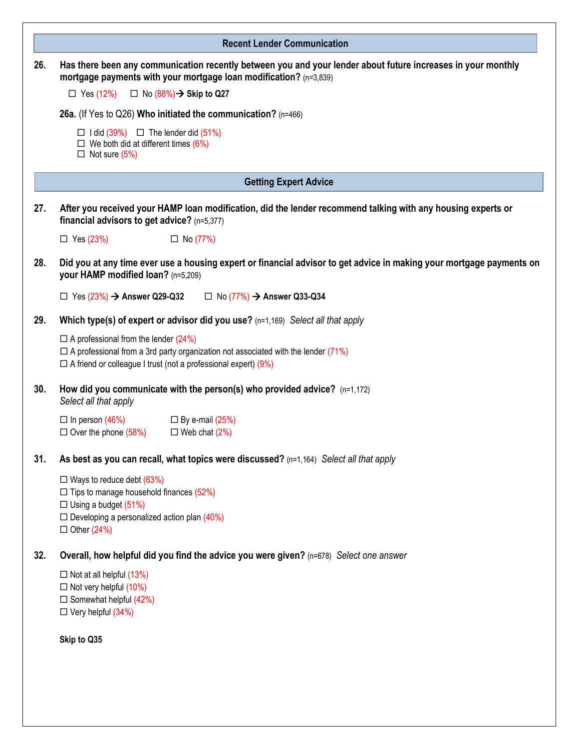## Recent Lender Communication

**26. Has there been any communication recently between you and your lender about future increases in your monthly mortgage payments with your mortgage loan modification?** (n=3,839)

☐ Yes (12%)  ☐ No (88%) → **Skip to Q27**

**26a.** (If Yes to Q26) **Who initiated the communication?** (n=466)

☐ I did (39%)  ☐ The lender did (51%)
☐ We both did at different times (6%)
☐ Not sure (5%)

## Getting Expert Advice

**27. After you received your HAMP loan modification, did the lender recommend talking with any housing experts or financial advisors to get advice?** (n=5,377)

☐ Yes (23%)  ☐ No (77%)

**28. Did you at any time ever use a housing expert or financial advisor to get advice in making your mortgage payments on your HAMP modified loan?** (n=5,209)

☐ Yes (23%) → **Answer Q29-Q32**  ☐ No (77%) → **Answer Q33-Q34**

**29. Which type(s) of expert or advisor did you use?** (n=1,169) *Select all that apply*

☐ A professional from the lender (24%)
☐ A professional from a 3rd party organization not associated with the lender (71%)
☐ A friend or colleague I trust (not a professional expert) (9%)

**30. How did you communicate with the person(s) who provided advice?** (n=1,172) *Select all that apply*

☐ In person (46%)  ☐ By e-mail (25%)
☐ Over the phone (58%)  ☐ Web chat (2%)

**31. As best as you can recall, what topics were discussed?** (n=1,164) *Select all that apply*

☐ Ways to reduce debt (63%)
☐ Tips to manage household finances (52%)
☐ Using a budget (51%)
☐ Developing a personalized action plan (40%)
☐ Other (24%)

**32. Overall, how helpful did you find the advice you were given?** (n=678) *Select one answer*

☐ Not at all helpful (13%)
☐ Not very helpful (10%)
☐ Somewhat helpful (42%)
☐ Very helpful (34%)

**Skip to Q35**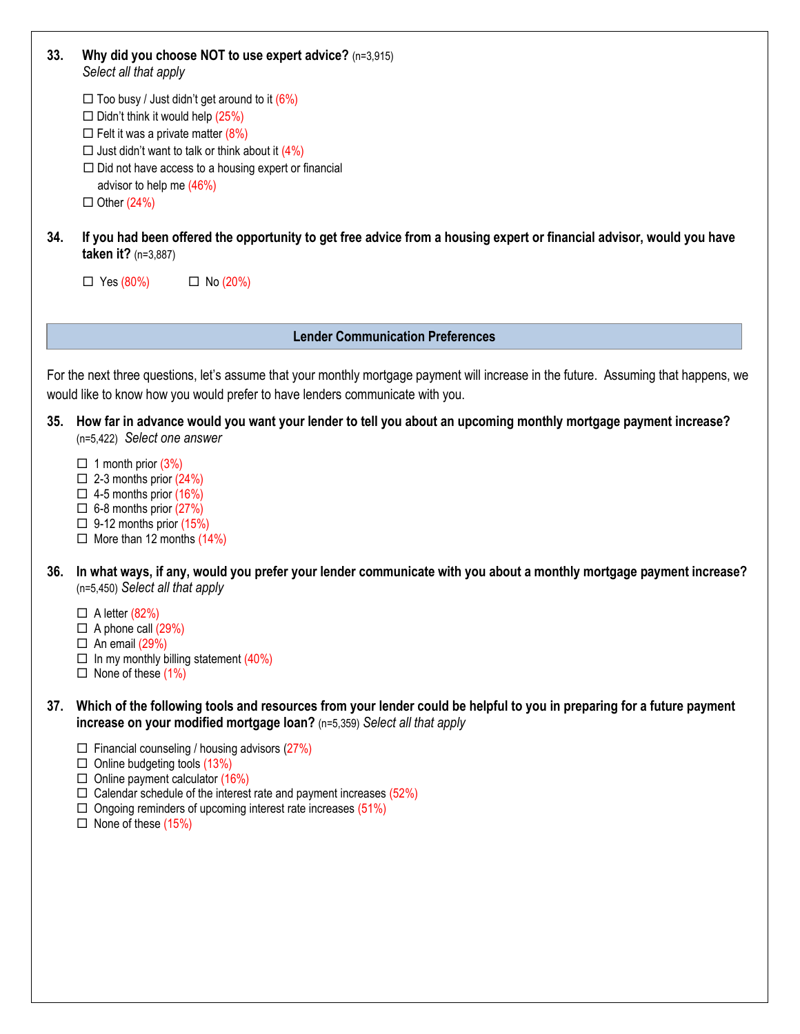**33. Why did you choose NOT to use expert advice?** (n=3,915)
*Select all that apply*

- ☐ Too busy / Just didn't get around to it (6%)
- ☐ Didn't think it would help (25%)
- ☐ Felt it was a private matter (8%)
- ☐ Just didn't want to talk or think about it (4%)
- ☐ Did not have access to a housing expert or financial advisor to help me (46%)
- ☐ Other (24%)

**34. If you had been offered the opportunity to get free advice from a housing expert or financial advisor, would you have taken it?** (n=3,887)

☐ Yes (80%) ☐ No (20%)

## Lender Communication Preferences

For the next three questions, let's assume that your monthly mortgage payment will increase in the future. Assuming that happens, we would like to know how you would prefer to have lenders communicate with you.

**35. How far in advance would you want your lender to tell you about an upcoming monthly mortgage payment increase?** (n=5,422) *Select one answer*

- ☐ 1 month prior (3%)
- ☐ 2-3 months prior (24%)
- ☐ 4-5 months prior (16%)
- ☐ 6-8 months prior (27%)
- ☐ 9-12 months prior (15%)
- ☐ More than 12 months (14%)

**36. In what ways, if any, would you prefer your lender communicate with you about a monthly mortgage payment increase?** (n=5,450) *Select all that apply*

- ☐ A letter (82%)
- ☐ A phone call (29%)
- ☐ An email (29%)
- ☐ In my monthly billing statement (40%)
- ☐ None of these (1%)

**37. Which of the following tools and resources from your lender could be helpful to you in preparing for a future payment increase on your modified mortgage loan?** (n=5,359) *Select all that apply*

- ☐ Financial counseling / housing advisors (27%)
- ☐ Online budgeting tools (13%)
- ☐ Online payment calculator (16%)
- ☐ Calendar schedule of the interest rate and payment increases (52%)
- ☐ Ongoing reminders of upcoming interest rate increases (51%)
- ☐ None of these (15%)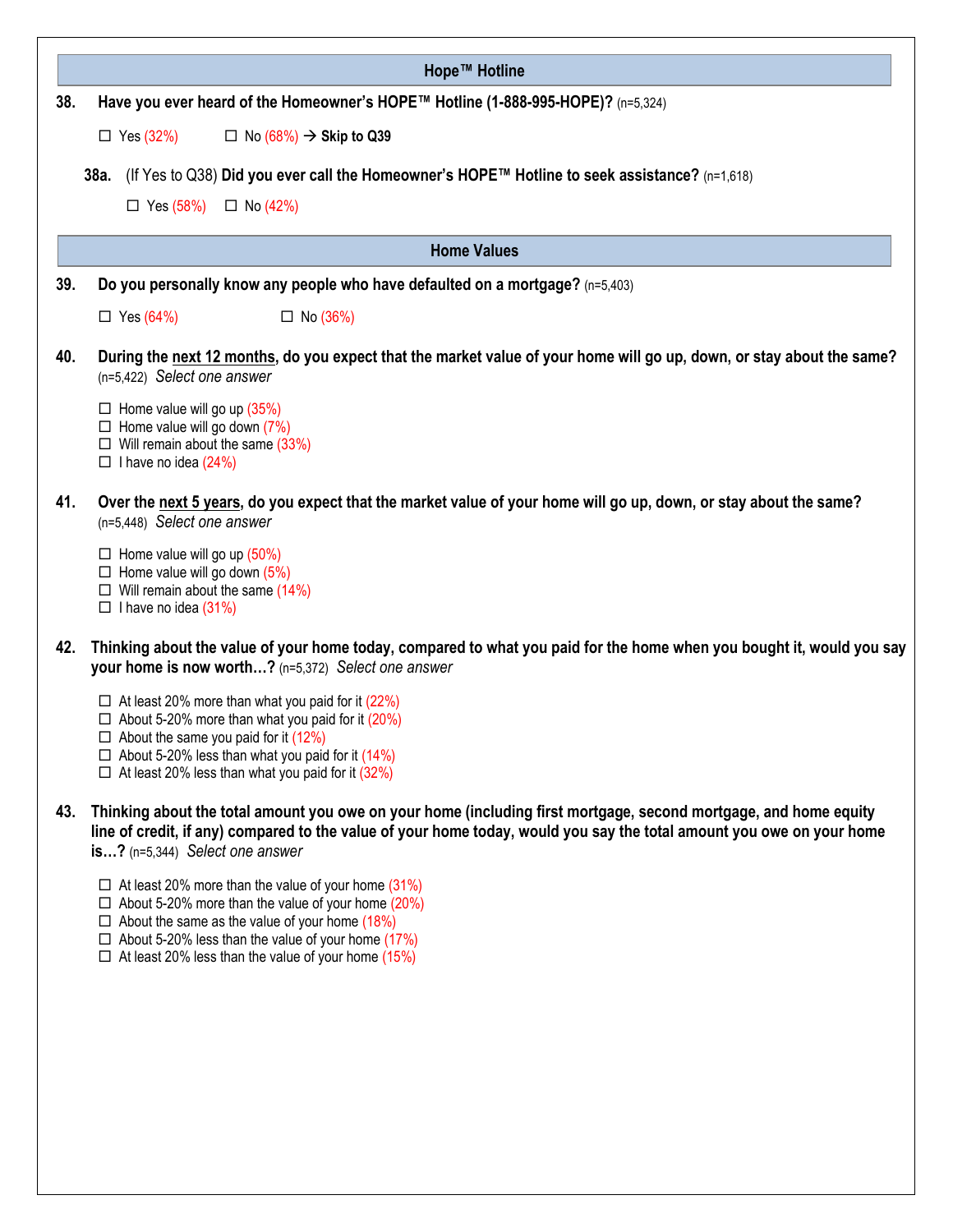## Hope™ Hotline

**38. Have you ever heard of the Homeowner's HOPE™ Hotline (1-888-995-HOPE)?** (n=5,324)

☐ Yes (32%) ☐ No (68%) → **Skip to Q39**

**38a.** (If Yes to Q38) **Did you ever call the Homeowner's HOPE™ Hotline to seek assistance?** (n=1,618)

☐ Yes (58%) ☐ No (42%)

## Home Values

**39. Do you personally know any people who have defaulted on a mortgage?** (n=5,403)

☐ Yes (64%) ☐ No (36%)

**40. During the <u>next 12 months</u>, do you expect that the market value of your home will go up, down, or stay about the same?** (n=5,422) *Select one answer*

- ☐ Home value will go up (35%)
- ☐ Home value will go down (7%)
- ☐ Will remain about the same (33%)
- ☐ I have no idea (24%)

**41. Over the <u>next 5 years</u>, do you expect that the market value of your home will go up, down, or stay about the same?** (n=5,448) *Select one answer*

- ☐ Home value will go up (50%)
- ☐ Home value will go down (5%)
- ☐ Will remain about the same (14%)
- ☐ I have no idea (31%)

**42. Thinking about the value of your home today, compared to what you paid for the home when you bought it, would you say your home is now worth…?** (n=5,372) *Select one answer*

- ☐ At least 20% more than what you paid for it (22%)
- ☐ About 5-20% more than what you paid for it (20%)
- ☐ About the same you paid for it (12%)
- ☐ About 5-20% less than what you paid for it (14%)
- ☐ At least 20% less than what you paid for it (32%)

**43. Thinking about the total amount you owe on your home (including first mortgage, second mortgage, and home equity line of credit, if any) compared to the value of your home today, would you say the total amount you owe on your home is…?** (n=5,344) *Select one answer*

- ☐ At least 20% more than the value of your home (31%)
- ☐ About 5-20% more than the value of your home (20%)
- ☐ About the same as the value of your home (18%)
- ☐ About 5-20% less than the value of your home (17%)
- ☐ At least 20% less than the value of your home (15%)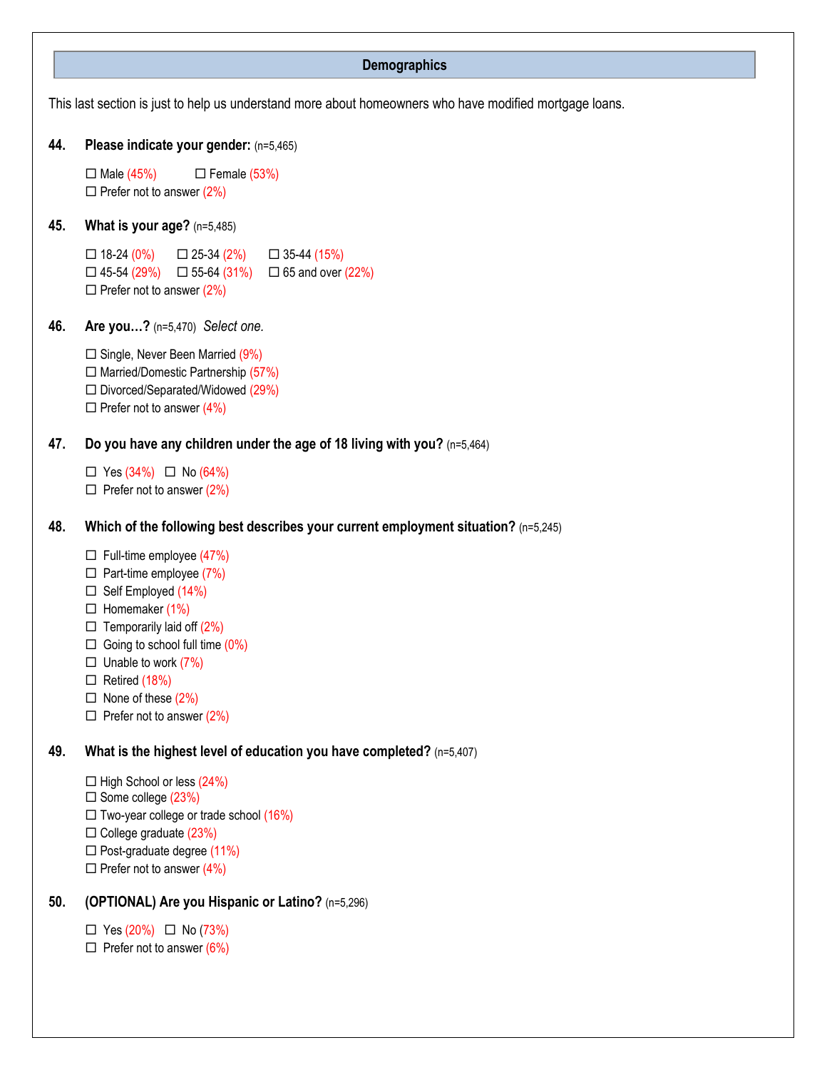## Demographics

This last section is just to help us understand more about homeowners who have modified mortgage loans.

**44. Please indicate your gender:** (n=5,465)

- ☐ Male (45%)
- ☐ Female (53%)
- ☐ Prefer not to answer (2%)

**45. What is your age?** (n=5,485)

- ☐ 18-24 (0%)
- ☐ 25-34 (2%)
- ☐ 35-44 (15%)
- ☐ 45-54 (29%)
- ☐ 55-64 (31%)
- ☐ 65 and over (22%)
- ☐ Prefer not to answer (2%)

**46. Are you…?** (n=5,470) *Select one.*

- ☐ Single, Never Been Married (9%)
- ☐ Married/Domestic Partnership (57%)
- ☐ Divorced/Separated/Widowed (29%)
- ☐ Prefer not to answer (4%)

**47. Do you have any children under the age of 18 living with you?** (n=5,464)

- ☐ Yes (34%)
- ☐ No (64%)
- ☐ Prefer not to answer (2%)

**48. Which of the following best describes your current employment situation?** (n=5,245)

- ☐ Full-time employee (47%)
- ☐ Part-time employee (7%)
- ☐ Self Employed (14%)
- ☐ Homemaker (1%)
- ☐ Temporarily laid off (2%)
- ☐ Going to school full time (0%)
- ☐ Unable to work (7%)
- ☐ Retired (18%)
- ☐ None of these (2%)
- ☐ Prefer not to answer (2%)

**49. What is the highest level of education you have completed?** (n=5,407)

- ☐ High School or less (24%)
- ☐ Some college (23%)
- ☐ Two-year college or trade school (16%)
- ☐ College graduate (23%)
- ☐ Post-graduate degree (11%)
- ☐ Prefer not to answer (4%)

**50. (OPTIONAL) Are you Hispanic or Latino?** (n=5,296)

- ☐ Yes (20%)
- ☐ No (73%)
- ☐ Prefer not to answer (6%)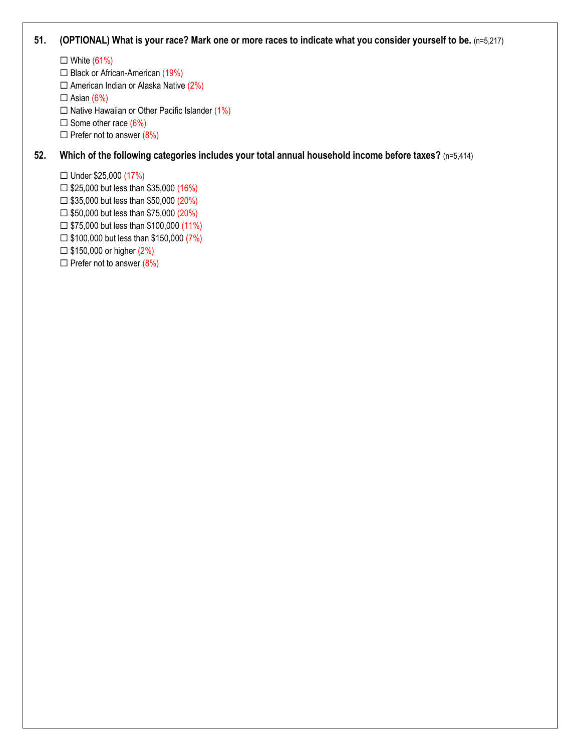**51. (OPTIONAL) What is your race? Mark one or more races to indicate what you consider yourself to be.** (n=5,217)

☐ White (61%)
☐ Black or African-American (19%)
☐ American Indian or Alaska Native (2%)
☐ Asian (6%)
☐ Native Hawaiian or Other Pacific Islander (1%)
☐ Some other race (6%)
☐ Prefer not to answer (8%)

**52. Which of the following categories includes your total annual household income before taxes?** (n=5,414)

☐ Under $25,000 (17%)
☐ $25,000 but less than $35,000 (16%)
☐ $35,000 but less than $50,000 (20%)
☐ $50,000 but less than $75,000 (20%)
☐ $75,000 but less than $100,000 (11%)
☐ $100,000 but less than $150,000 (7%)
☐ $150,000 or higher (2%)
☐ Prefer not to answer (8%)